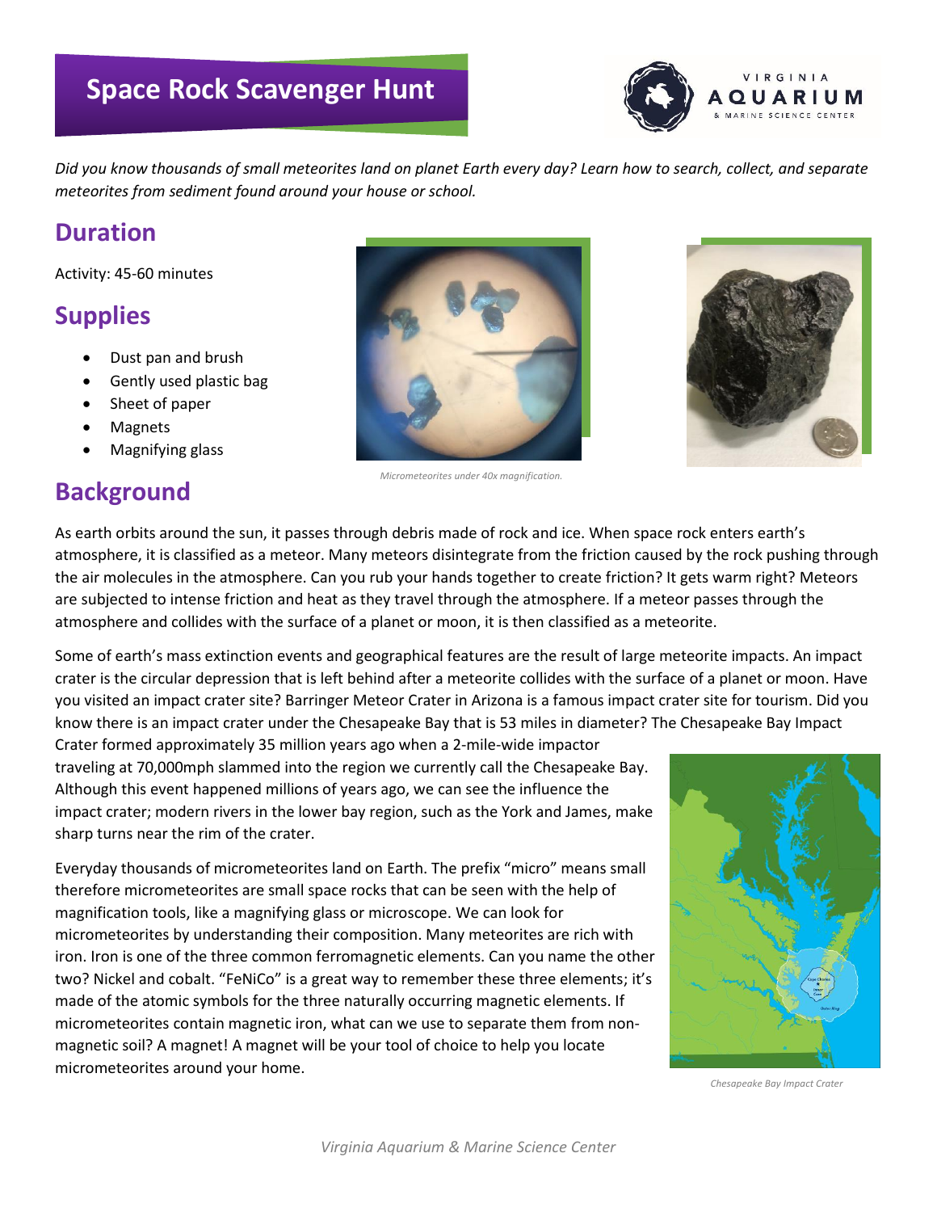# Space Rock Scavenger Hunt

*Did you know thousands of small meteorites land on planet Earth every day? Learn how to search, collect, and separate meteorites from sediment found around your house or school.*

## Duration

Activity: 45-60 minutes

## Supplies

- Dust pan and brush
- Gently used plastic bag
- Sheet of paper
- Magnets
- Magnifying glass

*Micrometeorites under 40x magnification.*

## Background

As earth orbits around the sun, it passes through debris made of rock and ice. When space rock enters earth's atmosphere, it is classified as a meteor. Many meteors disintegrate from the friction caused by the rock pushing through the air molecules in the atmosphere. Can you rub your hands together to create friction? It gets warm right? Meteors are subjected to intense friction and heat as they travel through the atmosphere. If a meteor passes through the atmosphere and collides with the surface of a planet or moon, it is then classified as a meteorite.

Some of earth's mass extinction events and geographical features are the result of large meteorite impacts. An impact crater is the circular depression that is left behind after a meteorite collides with the surface of a planet or moon. Have you visited an impact crater site? Barringer Meteor Crater in Arizona is a famous impact crater site for tourism. Did you know there is an impact crater under the Chesapeake Bay that is 53 miles in diameter? The Chesapeake Bay Impact Crater formed approximately 35 million years ago when a 2-mile-wide impactor traveling at 70,000mph slammed into the region we currently call the Chesapeake Bay. Although this event happened millions of years ago, we can see the influence the impact crater; modern rivers in the lower bay region, such as the York and James, make sharp turns near the rim of the crater.

Everyday thousands of micrometeorites land on Earth. The prefix "micro" means small therefore micrometeorites are small space rocks that can be seen with the help of magnification tools, like a magnifying glass or microscope. We can look for micrometeorites by understanding their composition. Many meteorites are rich with iron. Iron is one of the three common ferromagnetic elements. Can you name the other two? Nickel and cobalt. "FeNiCo" is a great way to remember these three elements; it's made of the atomic symbols for the three naturally occurring magnetic elements. If micrometeorites contain magnetic iron, what can we use to separate them from non-magnetic soil? A magnet! A magnet will be your tool of choice to help you locate micrometeorites around your home.

*Chesapeake Bay Impact Crater*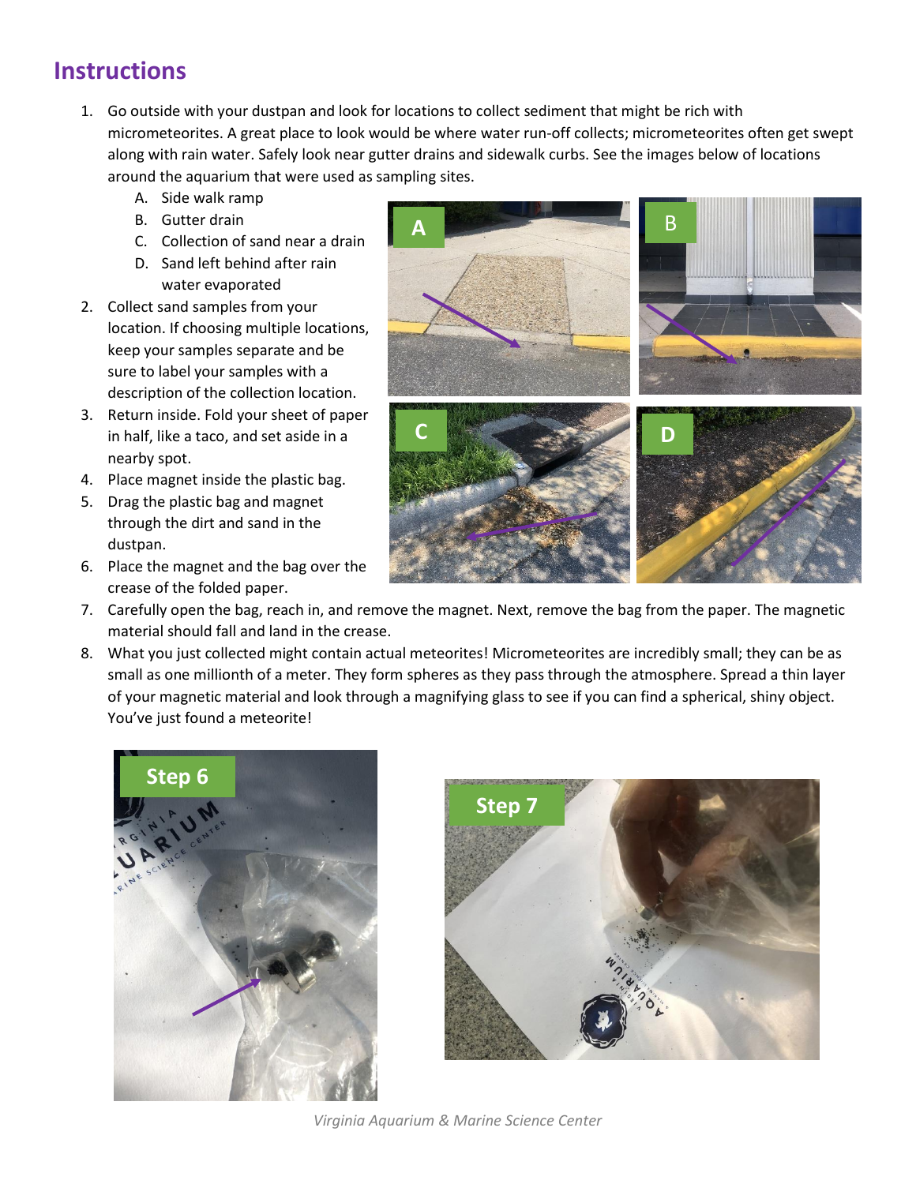## Instructions

1. Go outside with your dustpan and look for locations to collect sediment that might be rich with micrometeorites. A great place to look would be where water run-off collects; micrometeorites often get swept along with rain water. Safely look near gutter drains and sidewalk curbs. See the images below of locations around the aquarium that were used as sampling sites.
   A. Side walk ramp
   B. Gutter drain
   C. Collection of sand near a drain
   D. Sand left behind after rain water evaporated
2. Collect sand samples from your location. If choosing multiple locations, keep your samples separate and be sure to label your samples with a description of the collection location.
3. Return inside. Fold your sheet of paper in half, like a taco, and set aside in a nearby spot.
4. Place magnet inside the plastic bag.
5. Drag the plastic bag and magnet through the dirt and sand in the dustpan.
6. Place the magnet and the bag over the crease of the folded paper.
7. Carefully open the bag, reach in, and remove the magnet. Next, remove the bag from the paper. The magnetic material should fall and land in the crease.
8. What you just collected might contain actual meteorites! Micrometeorites are incredibly small; they can be as small as one millionth of a meter. They form spheres as they pass through the atmosphere. Spread a thin layer of your magnetic material and look through a magnifying glass to see if you can find a spherical, shiny object. You've just found a meteorite!

*Virginia Aquarium & Marine Science Center*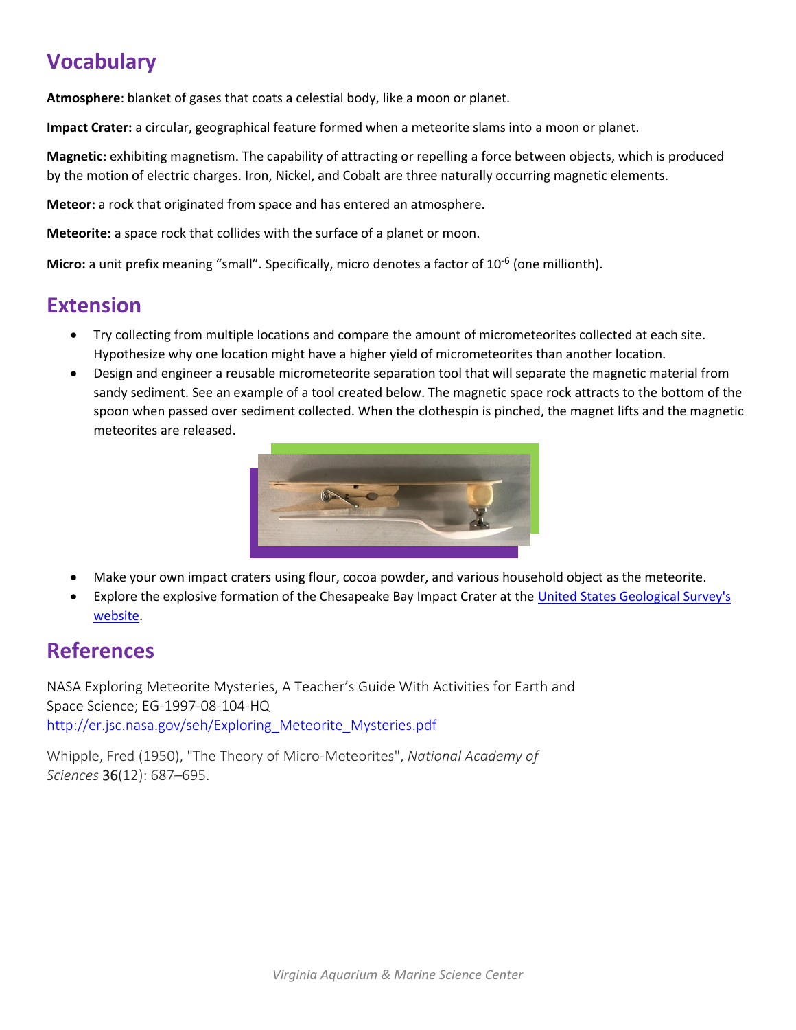## Vocabulary

**Atmosphere**: blanket of gases that coats a celestial body, like a moon or planet.

**Impact Crater:** a circular, geographical feature formed when a meteorite slams into a moon or planet.

**Magnetic:** exhibiting magnetism. The capability of attracting or repelling a force between objects, which is produced by the motion of electric charges. Iron, Nickel, and Cobalt are three naturally occurring magnetic elements.

**Meteor:** a rock that originated from space and has entered an atmosphere.

**Meteorite:** a space rock that collides with the surface of a planet or moon.

**Micro:** a unit prefix meaning "small". Specifically, micro denotes a factor of $10^{-6}$ (one millionth).

## Extension

- Try collecting from multiple locations and compare the amount of micrometeorites collected at each site. Hypothesize why one location might have a higher yield of micrometeorites than another location.
- Design and engineer a reusable micrometeorite separation tool that will separate the magnetic material from sandy sediment. See an example of a tool created below. The magnetic space rock attracts to the bottom of the spoon when passed over sediment collected. When the clothespin is pinched, the magnet lifts and the magnetic meteorites are released.
- Make your own impact craters using flour, cocoa powder, and various household object as the meteorite.
- Explore the explosive formation of the Chesapeake Bay Impact Crater at the [United States Geological Survey's website](#).

## References

NASA Exploring Meteorite Mysteries, A Teacher's Guide With Activities for Earth and Space Science; EG-1997-08-104-HQ
http://er.jsc.nasa.gov/seh/Exploring_Meteorite_Mysteries.pdf

Whipple, Fred (1950), "The Theory of Micro-Meteorites", *National Academy of Sciences* **36**(12): 687–695.